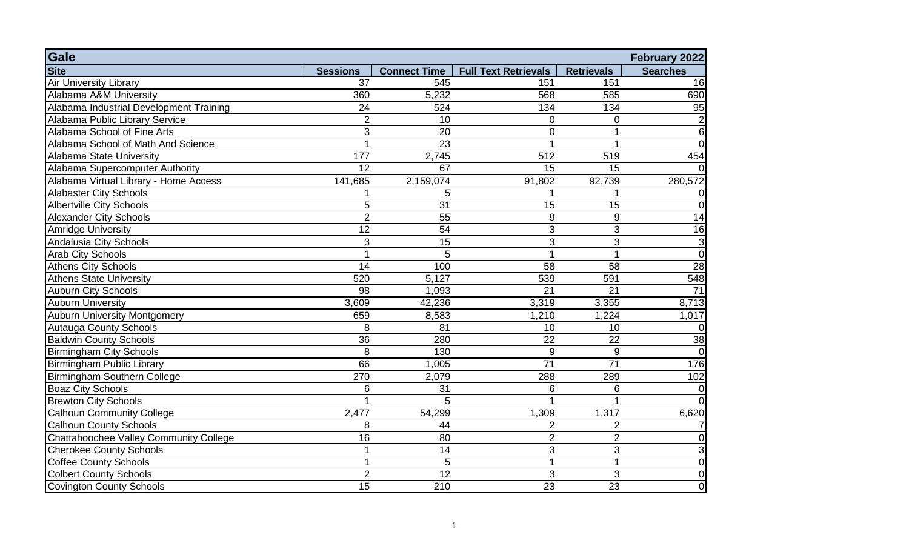| Gale | | | | | February 2022 |
|---|---|---|---|---|---|
| **Site** | **Sessions** | **Connect Time** | **Full Text Retrievals** | **Retrievals** | **Searches** |
| Air University Library | 37 | 545 | 151 | 151 | 16 |
| Alabama A&M University | 360 | 5,232 | 568 | 585 | 690 |
| Alabama Industrial Development Training | 24 | 524 | 134 | 134 | 95 |
| Alabama Public Library Service | 2 | 10 | 0 | 0 | 2 |
| Alabama School of Fine Arts | 3 | 20 | 0 | 1 | 6 |
| Alabama School of Math And Science | 1 | 23 | 1 | 1 | 0 |
| Alabama State University | 177 | 2,745 | 512 | 519 | 454 |
| Alabama Supercomputer Authority | 12 | 67 | 15 | 15 | 0 |
| Alabama Virtual Library - Home Access | 141,685 | 2,159,074 | 91,802 | 92,739 | 280,572 |
| Alabaster City Schools | 1 | 5 | 1 | 1 | 0 |
| Albertville City Schools | 5 | 31 | 15 | 15 | 0 |
| Alexander City Schools | 2 | 55 | 9 | 9 | 14 |
| Amridge University | 12 | 54 | 3 | 3 | 16 |
| Andalusia City Schools | 3 | 15 | 3 | 3 | 3 |
| Arab City Schools | 1 | 5 | 1 | 1 | 0 |
| Athens City Schools | 14 | 100 | 58 | 58 | 28 |
| Athens State University | 520 | 5,127 | 539 | 591 | 548 |
| Auburn City Schools | 98 | 1,093 | 21 | 21 | 71 |
| Auburn University | 3,609 | 42,236 | 3,319 | 3,355 | 8,713 |
| Auburn University Montgomery | 659 | 8,583 | 1,210 | 1,224 | 1,017 |
| Autauga County Schools | 8 | 81 | 10 | 10 | 0 |
| Baldwin County Schools | 36 | 280 | 22 | 22 | 38 |
| Birmingham City Schools | 8 | 130 | 9 | 9 | 0 |
| Birmingham Public Library | 66 | 1,005 | 71 | 71 | 176 |
| Birmingham Southern College | 270 | 2,079 | 288 | 289 | 102 |
| Boaz City Schools | 6 | 31 | 6 | 6 | 0 |
| Brewton City Schools | 1 | 5 | 1 | 1 | 0 |
| Calhoun Community College | 2,477 | 54,299 | 1,309 | 1,317 | 6,620 |
| Calhoun County Schools | 8 | 44 | 2 | 2 | 7 |
| Chattahoochee Valley Community College | 16 | 80 | 2 | 2 | 0 |
| Cherokee County Schools | 1 | 14 | 3 | 3 | 3 |
| Coffee County Schools | 1 | 5 | 1 | 1 | 0 |
| Colbert County Schools | 2 | 12 | 3 | 3 | 0 |
| Covington County Schools | 15 | 210 | 23 | 23 | 0 |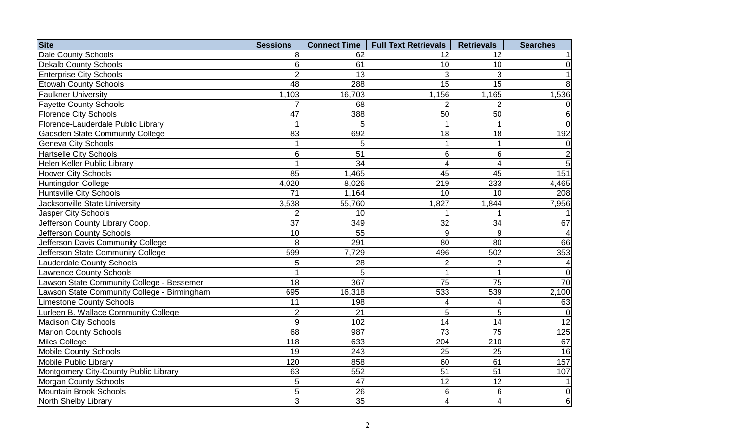| Site | Sessions | Connect Time | Full Text Retrievals | Retrievals | Searches |
|---|---|---|---|---|---|
| Dale County Schools | 8 | 62 | 12 | 12 | 1 |
| Dekalb County Schools | 6 | 61 | 10 | 10 | 0 |
| Enterprise City Schools | 2 | 13 | 3 | 3 | 1 |
| Etowah County Schools | 48 | 288 | 15 | 15 | 8 |
| Faulkner University | 1,103 | 16,703 | 1,156 | 1,165 | 1,536 |
| Fayette County Schools | 7 | 68 | 2 | 2 | 0 |
| Florence City Schools | 47 | 388 | 50 | 50 | 6 |
| Florence-Lauderdale Public Library | 1 | 5 | 1 | 1 | 0 |
| Gadsden State Community College | 83 | 692 | 18 | 18 | 192 |
| Geneva City Schools | 1 | 5 | 1 | 1 | 0 |
| Hartselle City Schools | 6 | 51 | 6 | 6 | 2 |
| Helen Keller Public Library | 1 | 34 | 4 | 4 | 5 |
| Hoover City Schools | 85 | 1,465 | 45 | 45 | 151 |
| Huntingdon College | 4,020 | 8,026 | 219 | 233 | 4,465 |
| Huntsville City Schools | 71 | 1,164 | 10 | 10 | 208 |
| Jacksonville State University | 3,538 | 55,760 | 1,827 | 1,844 | 7,956 |
| Jasper City Schools | 2 | 10 | 1 | 1 | 1 |
| Jefferson County Library Coop. | 37 | 349 | 32 | 34 | 67 |
| Jefferson County Schools | 10 | 55 | 9 | 9 | 4 |
| Jefferson Davis Community College | 8 | 291 | 80 | 80 | 66 |
| Jefferson State Community College | 599 | 7,729 | 496 | 502 | 353 |
| Lauderdale County Schools | 5 | 28 | 2 | 2 | 4 |
| Lawrence County Schools | 1 | 5 | 1 | 1 | 0 |
| Lawson State Community College - Bessemer | 18 | 367 | 75 | 75 | 70 |
| Lawson State Community College - Birmingham | 695 | 16,318 | 533 | 539 | 2,100 |
| Limestone County Schools | 11 | 198 | 4 | 4 | 63 |
| Lurleen B. Wallace Community College | 2 | 21 | 5 | 5 | 0 |
| Madison City Schools | 9 | 102 | 14 | 14 | 12 |
| Marion County Schools | 68 | 987 | 73 | 75 | 125 |
| Miles College | 118 | 633 | 204 | 210 | 67 |
| Mobile County Schools | 19 | 243 | 25 | 25 | 16 |
| Mobile Public Library | 120 | 858 | 60 | 61 | 157 |
| Montgomery City-County Public Library | 63 | 552 | 51 | 51 | 107 |
| Morgan County Schools | 5 | 47 | 12 | 12 | 1 |
| Mountain Brook Schools | 5 | 26 | 6 | 6 | 0 |
| North Shelby Library | 3 | 35 | 4 | 4 | 6 |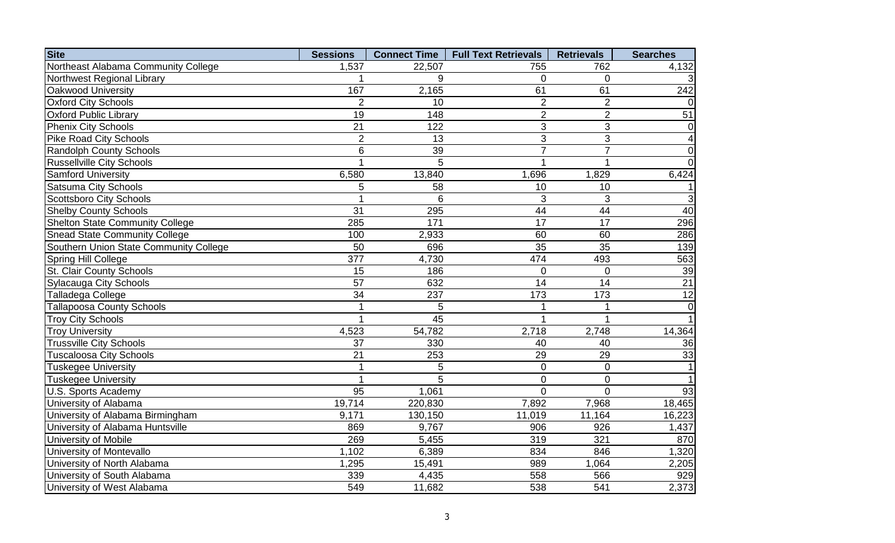| Site | Sessions | Connect Time | Full Text Retrievals | Retrievals | Searches |
|---|---|---|---|---|---|
| Northeast Alabama Community College | 1,537 | 22,507 | 755 | 762 | 4,132 |
| Northwest Regional Library | 1 | 9 | 0 | 0 | 3 |
| Oakwood University | 167 | 2,165 | 61 | 61 | 242 |
| Oxford City Schools | 2 | 10 | 2 | 2 | 0 |
| Oxford Public Library | 19 | 148 | 2 | 2 | 51 |
| Phenix City Schools | 21 | 122 | 3 | 3 | 0 |
| Pike Road City Schools | 2 | 13 | 3 | 3 | 4 |
| Randolph County Schools | 6 | 39 | 7 | 7 | 0 |
| Russellville City Schools | 1 | 5 | 1 | 1 | 0 |
| Samford University | 6,580 | 13,840 | 1,696 | 1,829 | 6,424 |
| Satsuma City Schools | 5 | 58 | 10 | 10 | 1 |
| Scottsboro City Schools | 1 | 6 | 3 | 3 | 3 |
| Shelby County Schools | 31 | 295 | 44 | 44 | 40 |
| Shelton State Community College | 285 | 171 | 17 | 17 | 296 |
| Snead State Community College | 100 | 2,933 | 60 | 60 | 286 |
| Southern Union State Community College | 50 | 696 | 35 | 35 | 139 |
| Spring Hill College | 377 | 4,730 | 474 | 493 | 563 |
| St. Clair County Schools | 15 | 186 | 0 | 0 | 39 |
| Sylacauga City Schools | 57 | 632 | 14 | 14 | 21 |
| Talladega College | 34 | 237 | 173 | 173 | 12 |
| Tallapoosa County Schools | 1 | 5 | 1 | 1 | 0 |
| Troy City Schools | 1 | 45 | 1 | 1 | 1 |
| Troy University | 4,523 | 54,782 | 2,718 | 2,748 | 14,364 |
| Trussville City Schools | 37 | 330 | 40 | 40 | 36 |
| Tuscaloosa City Schools | 21 | 253 | 29 | 29 | 33 |
| Tuskegee University | 1 | 5 | 0 | 0 | 1 |
| Tuskegee University | 1 | 5 | 0 | 0 | 1 |
| U.S. Sports Academy | 95 | 1,061 | 0 | 0 | 93 |
| University of Alabama | 19,714 | 220,830 | 7,892 | 7,968 | 18,465 |
| University of Alabama Birmingham | 9,171 | 130,150 | 11,019 | 11,164 | 16,223 |
| University of Alabama Huntsville | 869 | 9,767 | 906 | 926 | 1,437 |
| University of Mobile | 269 | 5,455 | 319 | 321 | 870 |
| University of Montevallo | 1,102 | 6,389 | 834 | 846 | 1,320 |
| University of North Alabama | 1,295 | 15,491 | 989 | 1,064 | 2,205 |
| University of South Alabama | 339 | 4,435 | 558 | 566 | 929 |
| University of West Alabama | 549 | 11,682 | 538 | 541 | 2,373 |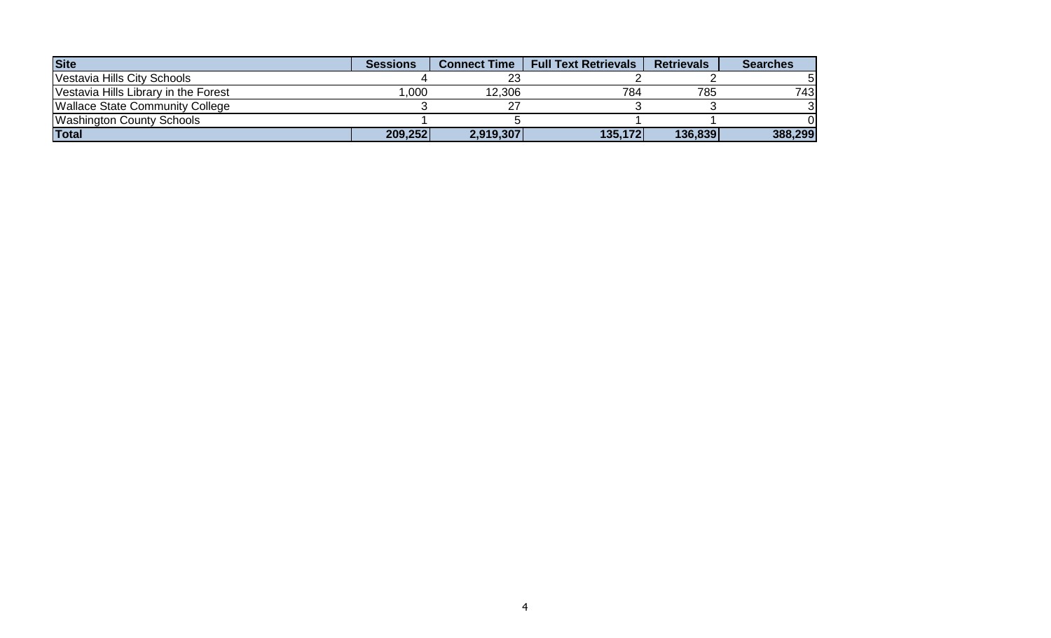| Site | Sessions | Connect Time | Full Text Retrievals | Retrievals | Searches |
|---|---|---|---|---|---|
| Vestavia Hills City Schools | 4 | 23 | 2 | 2 | 5 |
| Vestavia Hills Library in the Forest | 1,000 | 12,306 | 784 | 785 | 743 |
| Wallace State Community College | 3 | 27 | 3 | 3 | 3 |
| Washington County Schools | 1 | 5 | 1 | 1 | 0 |
| **Total** | **209,252** | **2,919,307** | **135,172** | **136,839** | **388,299** |